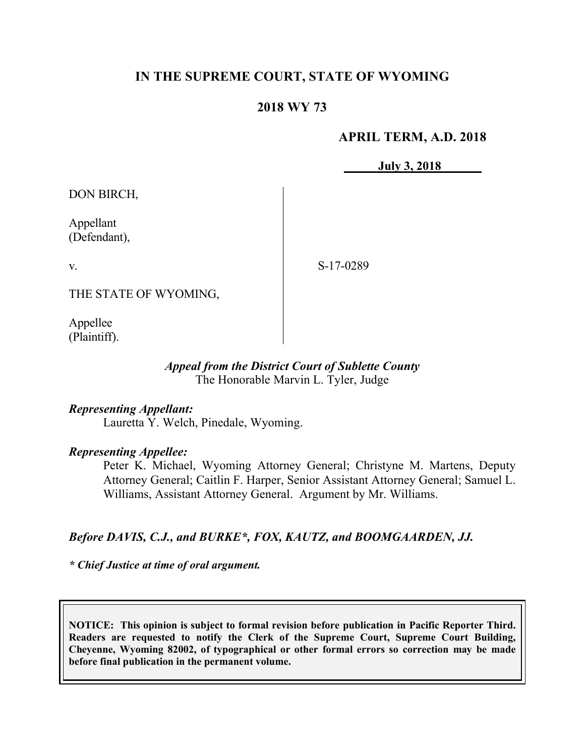# IN THE SUPREME COURT, STATE OF WYOMING

## 2018 WY 73

**APRIL TERM, A.D. 2018**

**July 3, 2018**

| | |
|---|---|
| DON BIRCH,<br><br>Appellant<br>(Defendant),<br><br>v.<br><br>THE STATE OF WYOMING,<br><br>Appellee<br>(Plaintiff). | S-17-0289 |

*Appeal from the District Court of Sublette County*
The Honorable Marvin L. Tyler, Judge

***Representing Appellant:***
Lauretta Y. Welch, Pinedale, Wyoming.

***Representing Appellee:***
Peter K. Michael, Wyoming Attorney General; Christyne M. Martens, Deputy Attorney General; Caitlin F. Harper, Senior Assistant Attorney General; Samuel L. Williams, Assistant Attorney General. Argument by Mr. Williams.

***Before DAVIS, C.J., and BURKE\*, FOX, KAUTZ, and BOOMGAARDEN, JJ.***

***\* Chief Justice at time of oral argument.***

**NOTICE: This opinion is subject to formal revision before publication in Pacific Reporter Third. Readers are requested to notify the Clerk of the Supreme Court, Supreme Court Building, Cheyenne, Wyoming 82002, of typographical or other formal errors so correction may be made before final publication in the permanent volume.**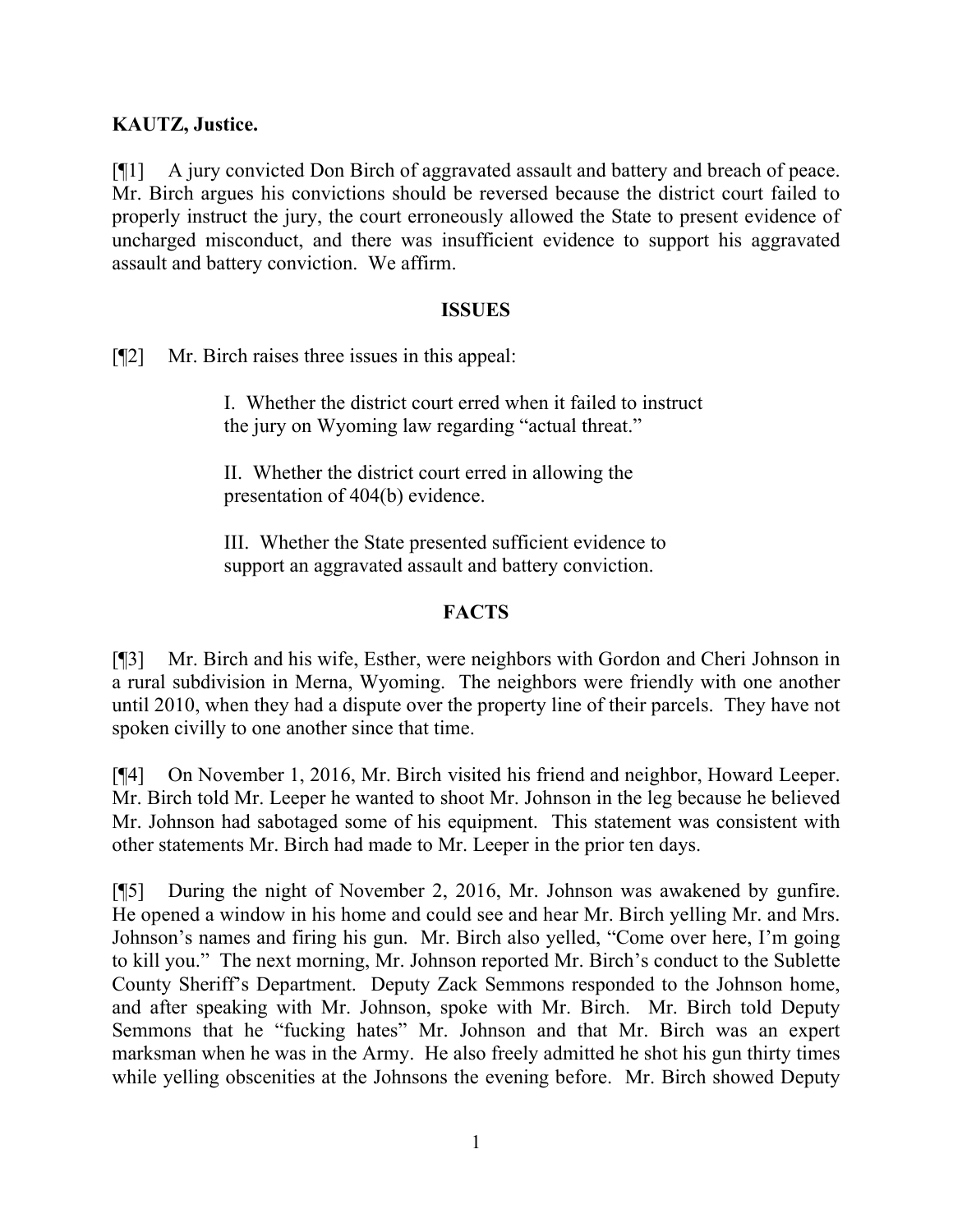**KAUTZ, Justice.**

[¶1] A jury convicted Don Birch of aggravated assault and battery and breach of peace. Mr. Birch argues his convictions should be reversed because the district court failed to properly instruct the jury, the court erroneously allowed the State to present evidence of uncharged misconduct, and there was insufficient evidence to support his aggravated assault and battery conviction. We affirm.

**ISSUES**

[¶2] Mr. Birch raises three issues in this appeal:

> I. Whether the district court erred when it failed to instruct the jury on Wyoming law regarding "actual threat."
>
> II. Whether the district court erred in allowing the presentation of 404(b) evidence.
>
> III. Whether the State presented sufficient evidence to support an aggravated assault and battery conviction.

**FACTS**

[¶3] Mr. Birch and his wife, Esther, were neighbors with Gordon and Cheri Johnson in a rural subdivision in Merna, Wyoming. The neighbors were friendly with one another until 2010, when they had a dispute over the property line of their parcels. They have not spoken civilly to one another since that time.

[¶4] On November 1, 2016, Mr. Birch visited his friend and neighbor, Howard Leeper. Mr. Birch told Mr. Leeper he wanted to shoot Mr. Johnson in the leg because he believed Mr. Johnson had sabotaged some of his equipment. This statement was consistent with other statements Mr. Birch had made to Mr. Leeper in the prior ten days.

[¶5] During the night of November 2, 2016, Mr. Johnson was awakened by gunfire. He opened a window in his home and could see and hear Mr. Birch yelling Mr. and Mrs. Johnson's names and firing his gun. Mr. Birch also yelled, "Come over here, I'm going to kill you." The next morning, Mr. Johnson reported Mr. Birch's conduct to the Sublette County Sheriff's Department. Deputy Zack Semmons responded to the Johnson home, and after speaking with Mr. Johnson, spoke with Mr. Birch. Mr. Birch told Deputy Semmons that he "fucking hates" Mr. Johnson and that Mr. Birch was an expert marksman when he was in the Army. He also freely admitted he shot his gun thirty times while yelling obscenities at the Johnsons the evening before. Mr. Birch showed Deputy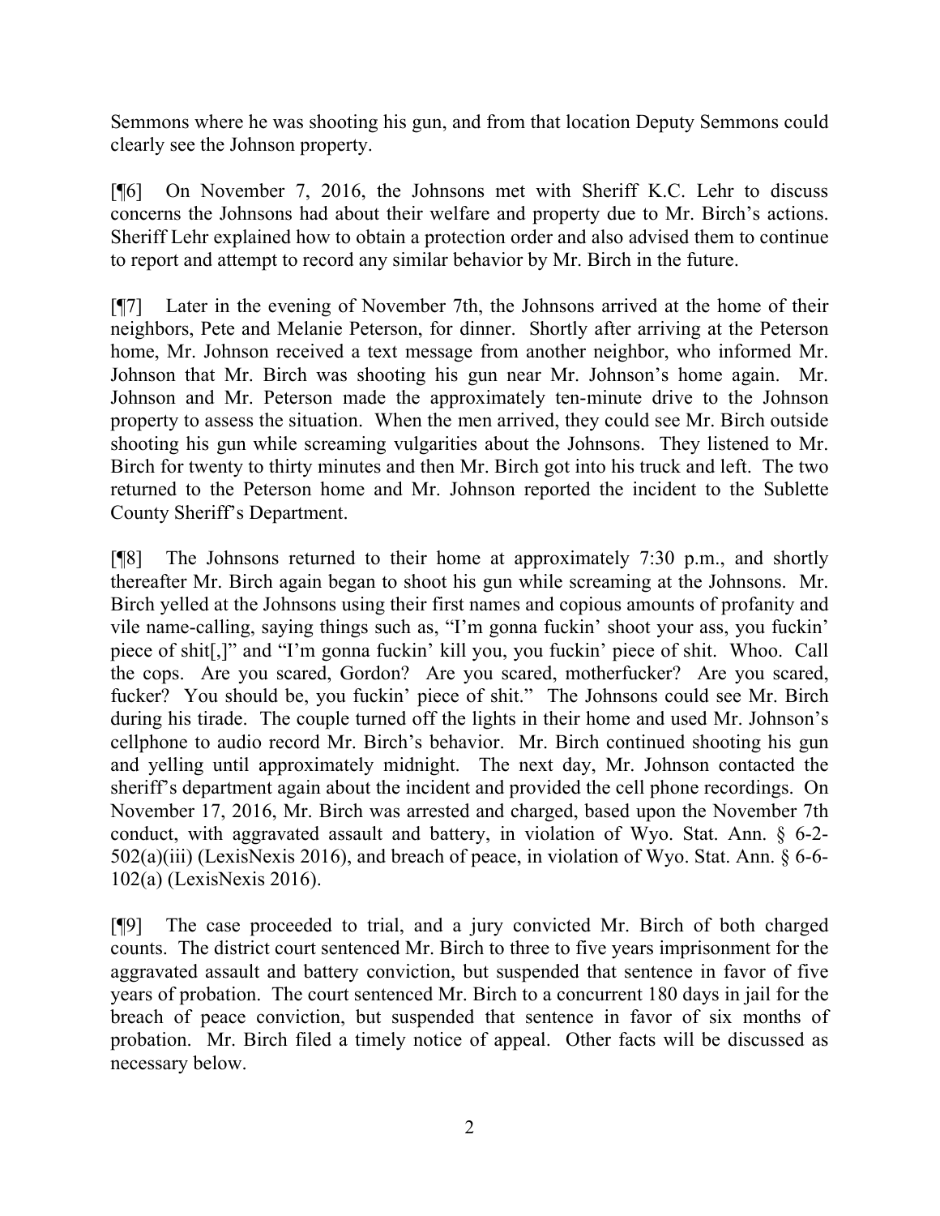Semmons where he was shooting his gun, and from that location Deputy Semmons could clearly see the Johnson property.

[¶6] On November 7, 2016, the Johnsons met with Sheriff K.C. Lehr to discuss concerns the Johnsons had about their welfare and property due to Mr. Birch's actions. Sheriff Lehr explained how to obtain a protection order and also advised them to continue to report and attempt to record any similar behavior by Mr. Birch in the future.

[¶7] Later in the evening of November 7th, the Johnsons arrived at the home of their neighbors, Pete and Melanie Peterson, for dinner. Shortly after arriving at the Peterson home, Mr. Johnson received a text message from another neighbor, who informed Mr. Johnson that Mr. Birch was shooting his gun near Mr. Johnson's home again. Mr. Johnson and Mr. Peterson made the approximately ten-minute drive to the Johnson property to assess the situation. When the men arrived, they could see Mr. Birch outside shooting his gun while screaming vulgarities about the Johnsons. They listened to Mr. Birch for twenty to thirty minutes and then Mr. Birch got into his truck and left. The two returned to the Peterson home and Mr. Johnson reported the incident to the Sublette County Sheriff's Department.

[¶8] The Johnsons returned to their home at approximately 7:30 p.m., and shortly thereafter Mr. Birch again began to shoot his gun while screaming at the Johnsons. Mr. Birch yelled at the Johnsons using their first names and copious amounts of profanity and vile name-calling, saying things such as, "I'm gonna fuckin' shoot your ass, you fuckin' piece of shit[,]" and "I'm gonna fuckin' kill you, you fuckin' piece of shit. Whoo. Call the cops. Are you scared, Gordon? Are you scared, motherfucker? Are you scared, fucker? You should be, you fuckin' piece of shit." The Johnsons could see Mr. Birch during his tirade. The couple turned off the lights in their home and used Mr. Johnson's cellphone to audio record Mr. Birch's behavior. Mr. Birch continued shooting his gun and yelling until approximately midnight. The next day, Mr. Johnson contacted the sheriff's department again about the incident and provided the cell phone recordings. On November 17, 2016, Mr. Birch was arrested and charged, based upon the November 7th conduct, with aggravated assault and battery, in violation of Wyo. Stat. Ann. § 6-2-502(a)(iii) (LexisNexis 2016), and breach of peace, in violation of Wyo. Stat. Ann. § 6-6-102(a) (LexisNexis 2016).

[¶9] The case proceeded to trial, and a jury convicted Mr. Birch of both charged counts. The district court sentenced Mr. Birch to three to five years imprisonment for the aggravated assault and battery conviction, but suspended that sentence in favor of five years of probation. The court sentenced Mr. Birch to a concurrent 180 days in jail for the breach of peace conviction, but suspended that sentence in favor of six months of probation. Mr. Birch filed a timely notice of appeal. Other facts will be discussed as necessary below.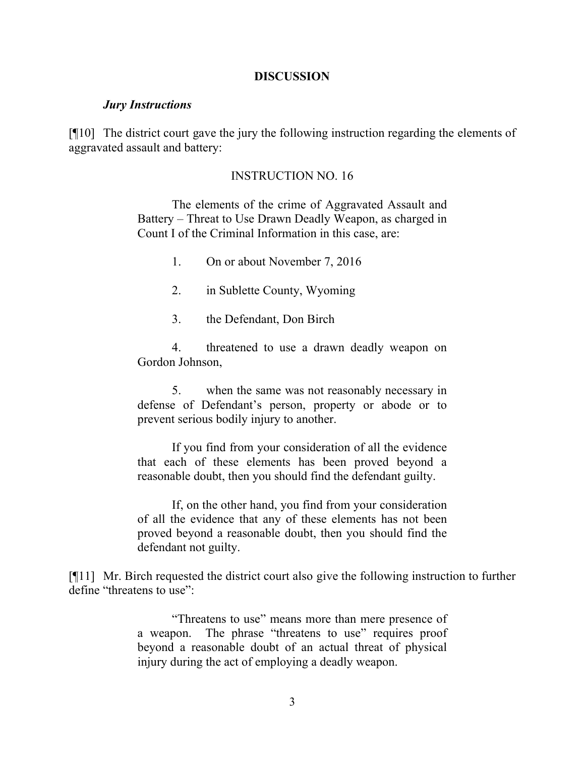## DISCUSSION

### *Jury Instructions*

[¶10] The district court gave the jury the following instruction regarding the elements of aggravated assault and battery:

> INSTRUCTION NO. 16
>
> The elements of the crime of Aggravated Assault and Battery – Threat to Use Drawn Deadly Weapon, as charged in Count I of the Criminal Information in this case, are:
>
> 1. On or about November 7, 2016
>
> 2. in Sublette County, Wyoming
>
> 3. the Defendant, Don Birch
>
> 4. threatened to use a drawn deadly weapon on Gordon Johnson,
>
> 5. when the same was not reasonably necessary in defense of Defendant's person, property or abode or to prevent serious bodily injury to another.
>
> If you find from your consideration of all the evidence that each of these elements has been proved beyond a reasonable doubt, then you should find the defendant guilty.
>
> If, on the other hand, you find from your consideration of all the evidence that any of these elements has not been proved beyond a reasonable doubt, then you should find the defendant not guilty.

[¶11] Mr. Birch requested the district court also give the following instruction to further define "threatens to use":

> "Threatens to use" means more than mere presence of a weapon. The phrase "threatens to use" requires proof beyond a reasonable doubt of an actual threat of physical injury during the act of employing a deadly weapon.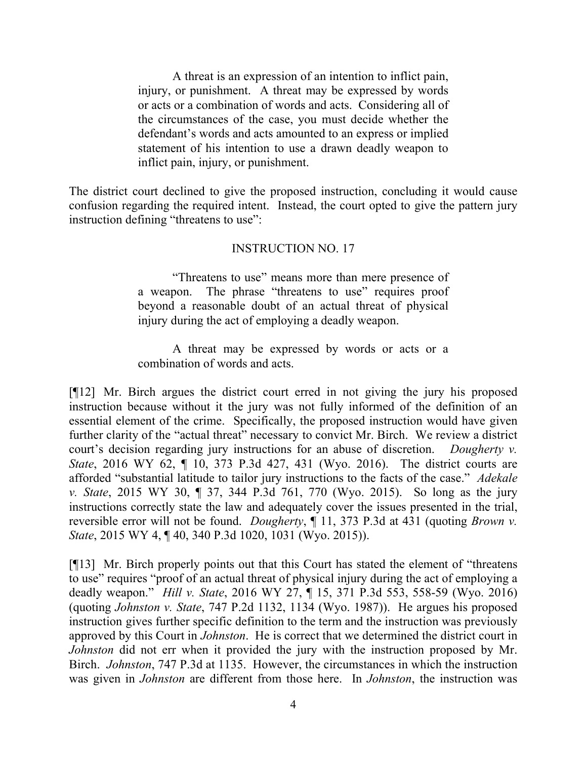> A threat is an expression of an intention to inflict pain, injury, or punishment. A threat may be expressed by words or acts or a combination of words and acts. Considering all of the circumstances of the case, you must decide whether the defendant's words and acts amounted to an express or implied statement of his intention to use a drawn deadly weapon to inflict pain, injury, or punishment.

The district court declined to give the proposed instruction, concluding it would cause confusion regarding the required intent. Instead, the court opted to give the pattern jury instruction defining "threatens to use":

> INSTRUCTION NO. 17
>
> "Threatens to use" means more than mere presence of a weapon. The phrase "threatens to use" requires proof beyond a reasonable doubt of an actual threat of physical injury during the act of employing a deadly weapon.
>
> A threat may be expressed by words or acts or a combination of words and acts.

[¶12] Mr. Birch argues the district court erred in not giving the jury his proposed instruction because without it the jury was not fully informed of the definition of an essential element of the crime. Specifically, the proposed instruction would have given further clarity of the "actual threat" necessary to convict Mr. Birch. We review a district court's decision regarding jury instructions for an abuse of discretion. *Dougherty v. State*, 2016 WY 62, ¶ 10, 373 P.3d 427, 431 (Wyo. 2016). The district courts are afforded "substantial latitude to tailor jury instructions to the facts of the case." *Adekale v. State*, 2015 WY 30, ¶ 37, 344 P.3d 761, 770 (Wyo. 2015). So long as the jury instructions correctly state the law and adequately cover the issues presented in the trial, reversible error will not be found. *Dougherty*, ¶ 11, 373 P.3d at 431 (quoting *Brown v. State*, 2015 WY 4, ¶ 40, 340 P.3d 1020, 1031 (Wyo. 2015)).

[¶13] Mr. Birch properly points out that this Court has stated the element of "threatens to use" requires "proof of an actual threat of physical injury during the act of employing a deadly weapon." *Hill v. State*, 2016 WY 27, ¶ 15, 371 P.3d 553, 558-59 (Wyo. 2016) (quoting *Johnston v. State*, 747 P.2d 1132, 1134 (Wyo. 1987)). He argues his proposed instruction gives further specific definition to the term and the instruction was previously approved by this Court in *Johnston*. He is correct that we determined the district court in *Johnston* did not err when it provided the jury with the instruction proposed by Mr. Birch. *Johnston*, 747 P.3d at 1135. However, the circumstances in which the instruction was given in *Johnston* are different from those here. In *Johnston*, the instruction was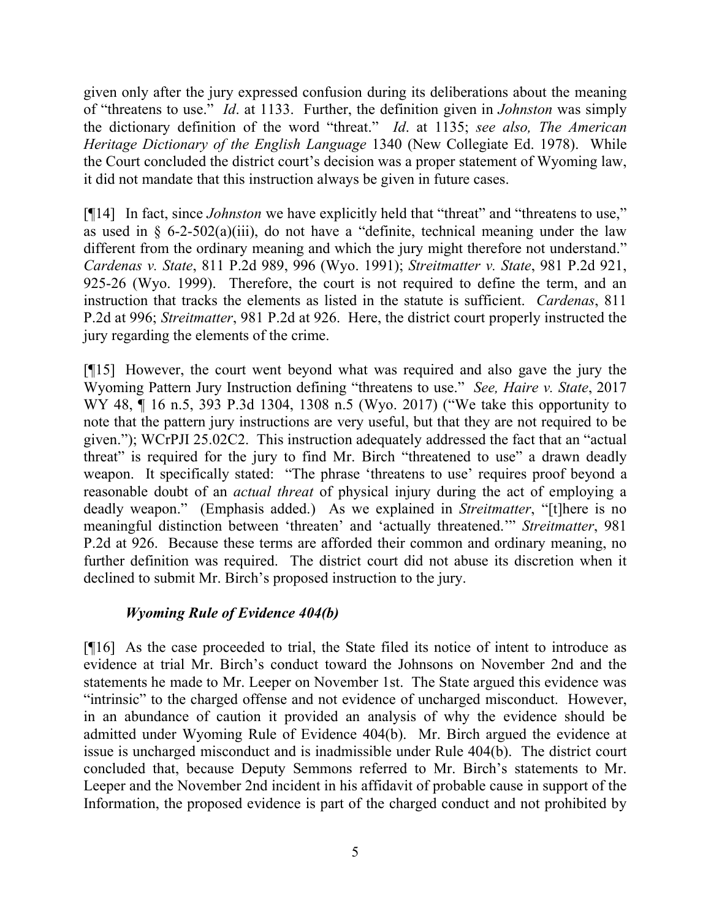given only after the jury expressed confusion during its deliberations about the meaning of "threatens to use." *Id*. at 1133. Further, the definition given in *Johnston* was simply the dictionary definition of the word "threat." *Id*. at 1135; *see also, The American Heritage Dictionary of the English Language* 1340 (New Collegiate Ed. 1978). While the Court concluded the district court's decision was a proper statement of Wyoming law, it did not mandate that this instruction always be given in future cases.

[¶14] In fact, since *Johnston* we have explicitly held that "threat" and "threatens to use," as used in § 6-2-502(a)(iii), do not have a "definite, technical meaning under the law different from the ordinary meaning and which the jury might therefore not understand." *Cardenas v. State*, 811 P.2d 989, 996 (Wyo. 1991); *Streitmatter v. State*, 981 P.2d 921, 925-26 (Wyo. 1999). Therefore, the court is not required to define the term, and an instruction that tracks the elements as listed in the statute is sufficient. *Cardenas*, 811 P.2d at 996; *Streitmatter*, 981 P.2d at 926. Here, the district court properly instructed the jury regarding the elements of the crime.

[¶15] However, the court went beyond what was required and also gave the jury the Wyoming Pattern Jury Instruction defining "threatens to use." *See, Haire v. State*, 2017 WY 48, ¶ 16 n.5, 393 P.3d 1304, 1308 n.5 (Wyo. 2017) ("We take this opportunity to note that the pattern jury instructions are very useful, but that they are not required to be given."); WCrPJI 25.02C2. This instruction adequately addressed the fact that an "actual threat" is required for the jury to find Mr. Birch "threatened to use" a drawn deadly weapon. It specifically stated: "The phrase 'threatens to use' requires proof beyond a reasonable doubt of an *actual threat* of physical injury during the act of employing a deadly weapon." (Emphasis added.) As we explained in *Streitmatter*, "[t]here is no meaningful distinction between 'threaten' and 'actually threatened.'" *Streitmatter*, 981 P.2d at 926. Because these terms are afforded their common and ordinary meaning, no further definition was required. The district court did not abuse its discretion when it declined to submit Mr. Birch's proposed instruction to the jury.

### *Wyoming Rule of Evidence 404(b)*

[¶16] As the case proceeded to trial, the State filed its notice of intent to introduce as evidence at trial Mr. Birch's conduct toward the Johnsons on November 2nd and the statements he made to Mr. Leeper on November 1st. The State argued this evidence was "intrinsic" to the charged offense and not evidence of uncharged misconduct. However, in an abundance of caution it provided an analysis of why the evidence should be admitted under Wyoming Rule of Evidence 404(b). Mr. Birch argued the evidence at issue is uncharged misconduct and is inadmissible under Rule 404(b). The district court concluded that, because Deputy Semmons referred to Mr. Birch's statements to Mr. Leeper and the November 2nd incident in his affidavit of probable cause in support of the Information, the proposed evidence is part of the charged conduct and not prohibited by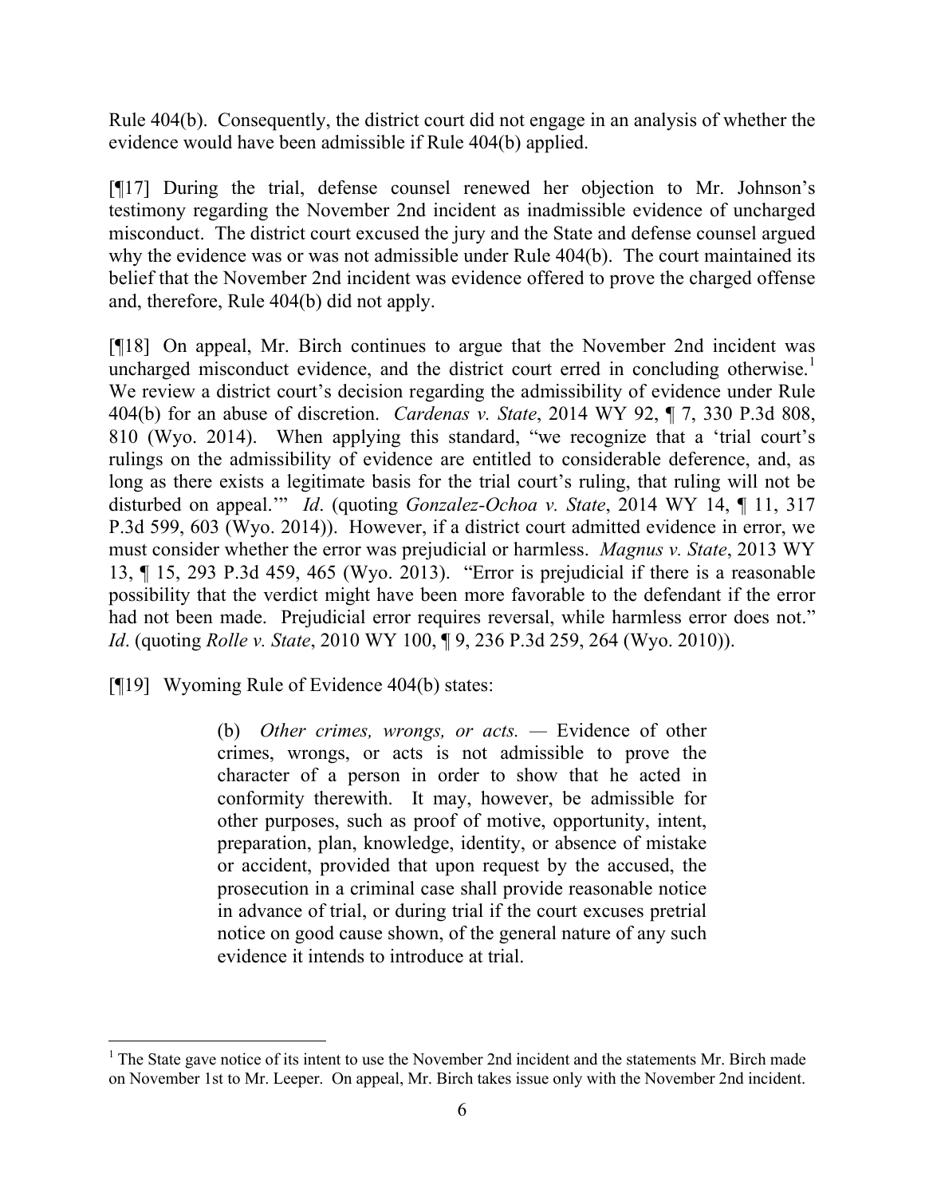Rule 404(b). Consequently, the district court did not engage in an analysis of whether the evidence would have been admissible if Rule 404(b) applied.

[¶17] During the trial, defense counsel renewed her objection to Mr. Johnson's testimony regarding the November 2nd incident as inadmissible evidence of uncharged misconduct. The district court excused the jury and the State and defense counsel argued why the evidence was or was not admissible under Rule 404(b). The court maintained its belief that the November 2nd incident was evidence offered to prove the charged offense and, therefore, Rule 404(b) did not apply.

[¶18] On appeal, Mr. Birch continues to argue that the November 2nd incident was uncharged misconduct evidence, and the district court erred in concluding otherwise.[1] We review a district court's decision regarding the admissibility of evidence under Rule 404(b) for an abuse of discretion. *Cardenas v. State*, 2014 WY 92, ¶ 7, 330 P.3d 808, 810 (Wyo. 2014). When applying this standard, "we recognize that a 'trial court's rulings on the admissibility of evidence are entitled to considerable deference, and, as long as there exists a legitimate basis for the trial court's ruling, that ruling will not be disturbed on appeal.'" *Id*. (quoting *Gonzalez-Ochoa v. State*, 2014 WY 14, ¶ 11, 317 P.3d 599, 603 (Wyo. 2014)). However, if a district court admitted evidence in error, we must consider whether the error was prejudicial or harmless. *Magnus v. State*, 2013 WY 13, ¶ 15, 293 P.3d 459, 465 (Wyo. 2013). "Error is prejudicial if there is a reasonable possibility that the verdict might have been more favorable to the defendant if the error had not been made. Prejudicial error requires reversal, while harmless error does not." *Id*. (quoting *Rolle v. State*, 2010 WY 100, ¶ 9, 236 P.3d 259, 264 (Wyo. 2010)).

[¶19] Wyoming Rule of Evidence 404(b) states:

> (b) *Other crimes, wrongs, or acts.* — Evidence of other crimes, wrongs, or acts is not admissible to prove the character of a person in order to show that he acted in conformity therewith. It may, however, be admissible for other purposes, such as proof of motive, opportunity, intent, preparation, plan, knowledge, identity, or absence of mistake or accident, provided that upon request by the accused, the prosecution in a criminal case shall provide reasonable notice in advance of trial, or during trial if the court excuses pretrial notice on good cause shown, of the general nature of any such evidence it intends to introduce at trial.

---

[1] The State gave notice of its intent to use the November 2nd incident and the statements Mr. Birch made on November 1st to Mr. Leeper. On appeal, Mr. Birch takes issue only with the November 2nd incident.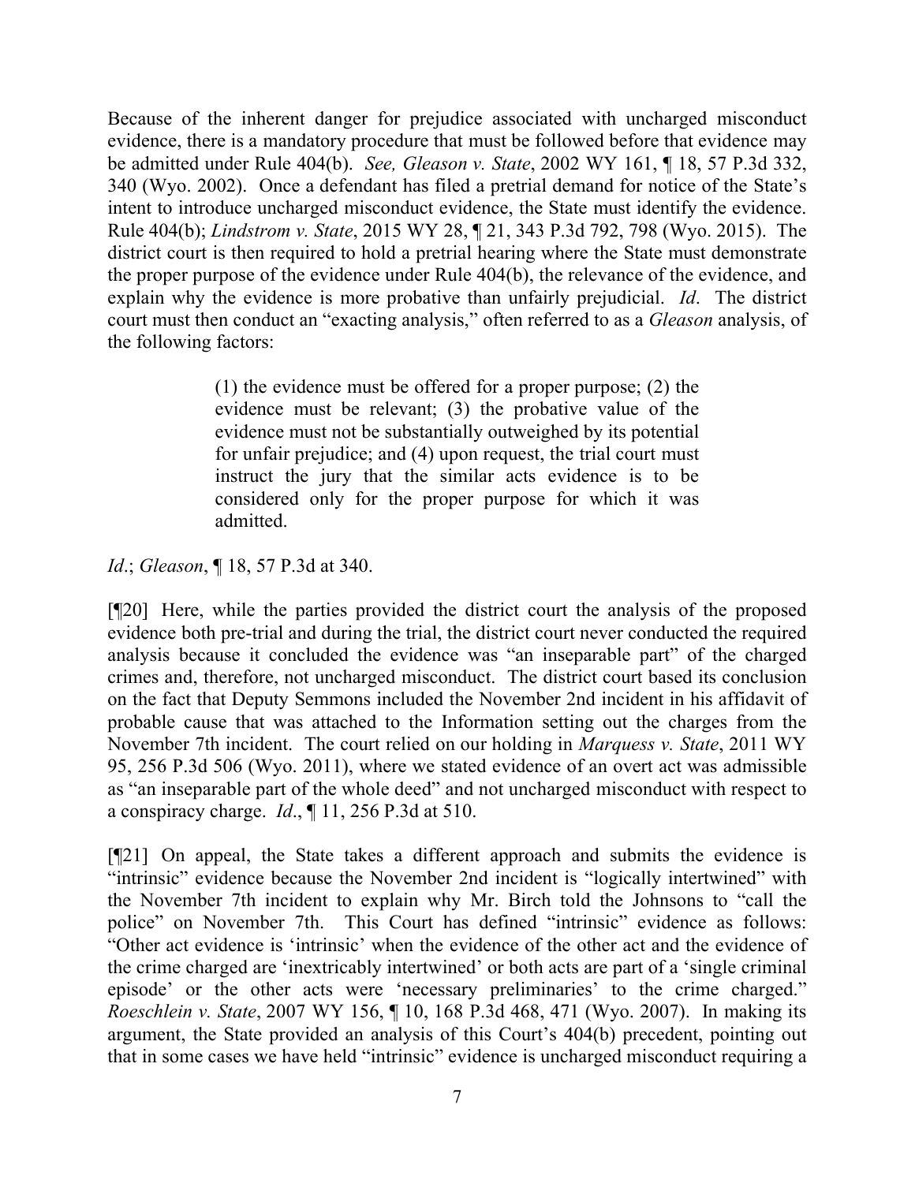Because of the inherent danger for prejudice associated with uncharged misconduct evidence, there is a mandatory procedure that must be followed before that evidence may be admitted under Rule 404(b). *See, Gleason v. State*, 2002 WY 161, ¶ 18, 57 P.3d 332, 340 (Wyo. 2002). Once a defendant has filed a pretrial demand for notice of the State's intent to introduce uncharged misconduct evidence, the State must identify the evidence. Rule 404(b); *Lindstrom v. State*, 2015 WY 28, ¶ 21, 343 P.3d 792, 798 (Wyo. 2015). The district court is then required to hold a pretrial hearing where the State must demonstrate the proper purpose of the evidence under Rule 404(b), the relevance of the evidence, and explain why the evidence is more probative than unfairly prejudicial. *Id*. The district court must then conduct an "exacting analysis," often referred to as a *Gleason* analysis, of the following factors:

> (1) the evidence must be offered for a proper purpose; (2) the evidence must be relevant; (3) the probative value of the evidence must not be substantially outweighed by its potential for unfair prejudice; and (4) upon request, the trial court must instruct the jury that the similar acts evidence is to be considered only for the proper purpose for which it was admitted.

*Id*.; *Gleason*, ¶ 18, 57 P.3d at 340.

[¶20] Here, while the parties provided the district court the analysis of the proposed evidence both pre-trial and during the trial, the district court never conducted the required analysis because it concluded the evidence was "an inseparable part" of the charged crimes and, therefore, not uncharged misconduct. The district court based its conclusion on the fact that Deputy Semmons included the November 2nd incident in his affidavit of probable cause that was attached to the Information setting out the charges from the November 7th incident. The court relied on our holding in *Marquess v. State*, 2011 WY 95, 256 P.3d 506 (Wyo. 2011), where we stated evidence of an overt act was admissible as "an inseparable part of the whole deed" and not uncharged misconduct with respect to a conspiracy charge. *Id*., ¶ 11, 256 P.3d at 510.

[¶21] On appeal, the State takes a different approach and submits the evidence is "intrinsic" evidence because the November 2nd incident is "logically intertwined" with the November 7th incident to explain why Mr. Birch told the Johnsons to "call the police" on November 7th. This Court has defined "intrinsic" evidence as follows: "Other act evidence is 'intrinsic' when the evidence of the other act and the evidence of the crime charged are 'inextricably intertwined' or both acts are part of a 'single criminal episode' or the other acts were 'necessary preliminaries' to the crime charged." *Roeschlein v. State*, 2007 WY 156, ¶ 10, 168 P.3d 468, 471 (Wyo. 2007). In making its argument, the State provided an analysis of this Court's 404(b) precedent, pointing out that in some cases we have held "intrinsic" evidence is uncharged misconduct requiring a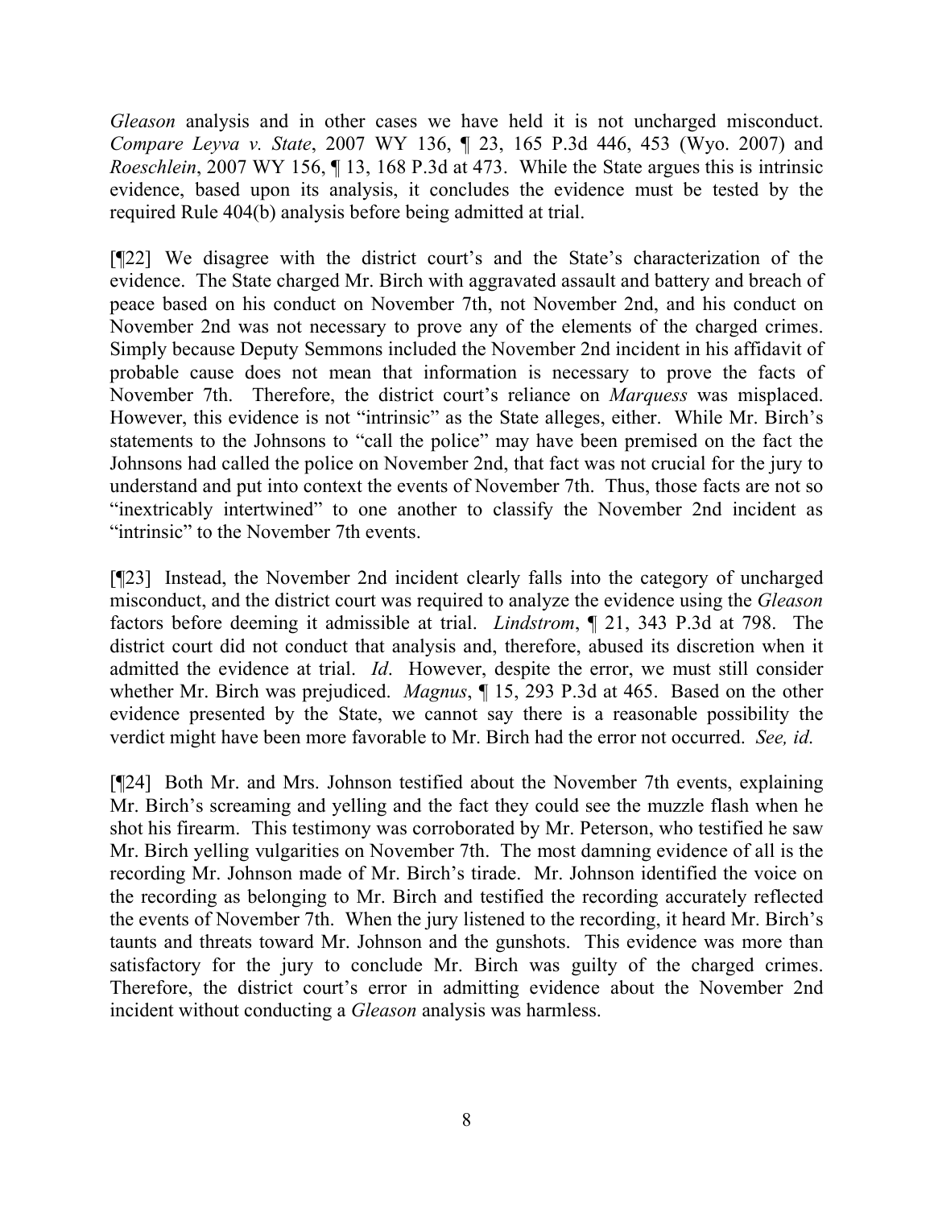*Gleason* analysis and in other cases we have held it is not uncharged misconduct. *Compare Leyva v. State*, 2007 WY 136, ¶ 23, 165 P.3d 446, 453 (Wyo. 2007) and *Roeschlein*, 2007 WY 156, ¶ 13, 168 P.3d at 473. While the State argues this is intrinsic evidence, based upon its analysis, it concludes the evidence must be tested by the required Rule 404(b) analysis before being admitted at trial.

[¶22] We disagree with the district court's and the State's characterization of the evidence. The State charged Mr. Birch with aggravated assault and battery and breach of peace based on his conduct on November 7th, not November 2nd, and his conduct on November 2nd was not necessary to prove any of the elements of the charged crimes. Simply because Deputy Semmons included the November 2nd incident in his affidavit of probable cause does not mean that information is necessary to prove the facts of November 7th. Therefore, the district court's reliance on *Marquess* was misplaced. However, this evidence is not "intrinsic" as the State alleges, either. While Mr. Birch's statements to the Johnsons to "call the police" may have been premised on the fact the Johnsons had called the police on November 2nd, that fact was not crucial for the jury to understand and put into context the events of November 7th. Thus, those facts are not so "inextricably intertwined" to one another to classify the November 2nd incident as "intrinsic" to the November 7th events.

[¶23] Instead, the November 2nd incident clearly falls into the category of uncharged misconduct, and the district court was required to analyze the evidence using the *Gleason* factors before deeming it admissible at trial. *Lindstrom*, ¶ 21, 343 P.3d at 798. The district court did not conduct that analysis and, therefore, abused its discretion when it admitted the evidence at trial. *Id*. However, despite the error, we must still consider whether Mr. Birch was prejudiced. *Magnus*, ¶ 15, 293 P.3d at 465. Based on the other evidence presented by the State, we cannot say there is a reasonable possibility the verdict might have been more favorable to Mr. Birch had the error not occurred. *See, id*.

[¶24] Both Mr. and Mrs. Johnson testified about the November 7th events, explaining Mr. Birch's screaming and yelling and the fact they could see the muzzle flash when he shot his firearm. This testimony was corroborated by Mr. Peterson, who testified he saw Mr. Birch yelling vulgarities on November 7th. The most damning evidence of all is the recording Mr. Johnson made of Mr. Birch's tirade. Mr. Johnson identified the voice on the recording as belonging to Mr. Birch and testified the recording accurately reflected the events of November 7th. When the jury listened to the recording, it heard Mr. Birch's taunts and threats toward Mr. Johnson and the gunshots. This evidence was more than satisfactory for the jury to conclude Mr. Birch was guilty of the charged crimes. Therefore, the district court's error in admitting evidence about the November 2nd incident without conducting a *Gleason* analysis was harmless.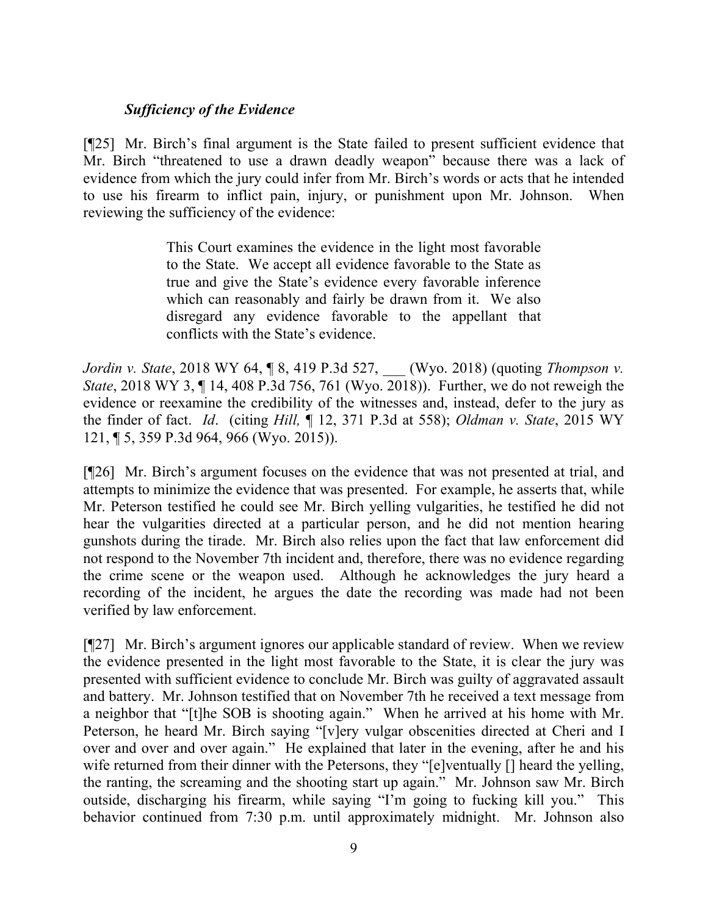### *Sufficiency of the Evidence*

[¶25] Mr. Birch's final argument is the State failed to present sufficient evidence that Mr. Birch "threatened to use a drawn deadly weapon" because there was a lack of evidence from which the jury could infer from Mr. Birch's words or acts that he intended to use his firearm to inflict pain, injury, or punishment upon Mr. Johnson. When reviewing the sufficiency of the evidence:

> This Court examines the evidence in the light most favorable to the State. We accept all evidence favorable to the State as true and give the State's evidence every favorable inference which can reasonably and fairly be drawn from it. We also disregard any evidence favorable to the appellant that conflicts with the State's evidence.

*Jordin v. State*, 2018 WY 64, ¶ 8, 419 P.3d 527, ___ (Wyo. 2018) (quoting *Thompson v. State*, 2018 WY 3, ¶ 14, 408 P.3d 756, 761 (Wyo. 2018)). Further, we do not reweigh the evidence or reexamine the credibility of the witnesses and, instead, defer to the jury as the finder of fact. *Id*. (citing *Hill,* ¶ 12, 371 P.3d at 558); *Oldman v. State*, 2015 WY 121, ¶ 5, 359 P.3d 964, 966 (Wyo. 2015)).

[¶26] Mr. Birch's argument focuses on the evidence that was not presented at trial, and attempts to minimize the evidence that was presented. For example, he asserts that, while Mr. Peterson testified he could see Mr. Birch yelling vulgarities, he testified he did not hear the vulgarities directed at a particular person, and he did not mention hearing gunshots during the tirade. Mr. Birch also relies upon the fact that law enforcement did not respond to the November 7th incident and, therefore, there was no evidence regarding the crime scene or the weapon used. Although he acknowledges the jury heard a recording of the incident, he argues the date the recording was made had not been verified by law enforcement.

[¶27] Mr. Birch's argument ignores our applicable standard of review. When we review the evidence presented in the light most favorable to the State, it is clear the jury was presented with sufficient evidence to conclude Mr. Birch was guilty of aggravated assault and battery. Mr. Johnson testified that on November 7th he received a text message from a neighbor that "[t]he SOB is shooting again." When he arrived at his home with Mr. Peterson, he heard Mr. Birch saying "[v]ery vulgar obscenities directed at Cheri and I over and over and over again." He explained that later in the evening, after he and his wife returned from their dinner with the Petersons, they "[e]ventually [] heard the yelling, the ranting, the screaming and the shooting start up again." Mr. Johnson saw Mr. Birch outside, discharging his firearm, while saying "I'm going to fucking kill you." This behavior continued from 7:30 p.m. until approximately midnight. Mr. Johnson also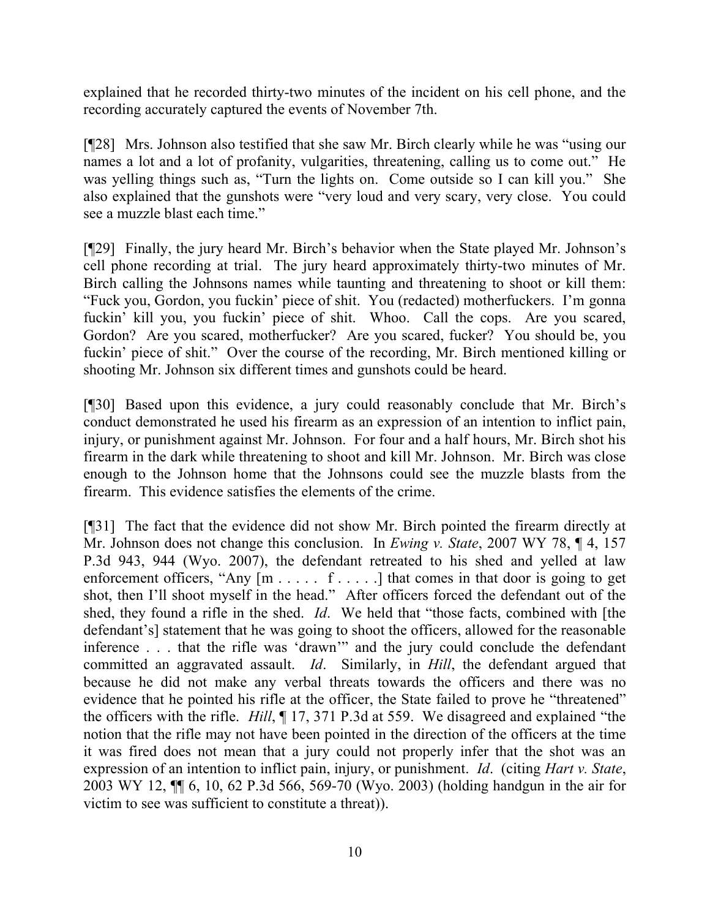explained that he recorded thirty-two minutes of the incident on his cell phone, and the recording accurately captured the events of November 7th.

[¶28] Mrs. Johnson also testified that she saw Mr. Birch clearly while he was "using our names a lot and a lot of profanity, vulgarities, threatening, calling us to come out." He was yelling things such as, "Turn the lights on. Come outside so I can kill you." She also explained that the gunshots were "very loud and very scary, very close. You could see a muzzle blast each time."

[¶29] Finally, the jury heard Mr. Birch's behavior when the State played Mr. Johnson's cell phone recording at trial. The jury heard approximately thirty-two minutes of Mr. Birch calling the Johnsons names while taunting and threatening to shoot or kill them: "Fuck you, Gordon, you fuckin' piece of shit. You (redacted) motherfuckers. I'm gonna fuckin' kill you, you fuckin' piece of shit. Whoo. Call the cops. Are you scared, Gordon? Are you scared, motherfucker? Are you scared, fucker? You should be, you fuckin' piece of shit." Over the course of the recording, Mr. Birch mentioned killing or shooting Mr. Johnson six different times and gunshots could be heard.

[¶30] Based upon this evidence, a jury could reasonably conclude that Mr. Birch's conduct demonstrated he used his firearm as an expression of an intention to inflict pain, injury, or punishment against Mr. Johnson. For four and a half hours, Mr. Birch shot his firearm in the dark while threatening to shoot and kill Mr. Johnson. Mr. Birch was close enough to the Johnson home that the Johnsons could see the muzzle blasts from the firearm. This evidence satisfies the elements of the crime.

[¶31] The fact that the evidence did not show Mr. Birch pointed the firearm directly at Mr. Johnson does not change this conclusion. In *Ewing v. State*, 2007 WY 78, ¶ 4, 157 P.3d 943, 944 (Wyo. 2007), the defendant retreated to his shed and yelled at law enforcement officers, "Any [m . . . . . f . . . . .] that comes in that door is going to get shot, then I'll shoot myself in the head." After officers forced the defendant out of the shed, they found a rifle in the shed. *Id*. We held that "those facts, combined with [the defendant's] statement that he was going to shoot the officers, allowed for the reasonable inference . . . that the rifle was 'drawn'" and the jury could conclude the defendant committed an aggravated assault. *Id*. Similarly, in *Hill*, the defendant argued that because he did not make any verbal threats towards the officers and there was no evidence that he pointed his rifle at the officer, the State failed to prove he "threatened" the officers with the rifle. *Hill*, ¶ 17, 371 P.3d at 559. We disagreed and explained "the notion that the rifle may not have been pointed in the direction of the officers at the time it was fired does not mean that a jury could not properly infer that the shot was an expression of an intention to inflict pain, injury, or punishment. *Id*. (citing *Hart v. State*, 2003 WY 12, ¶¶ 6, 10, 62 P.3d 566, 569-70 (Wyo. 2003) (holding handgun in the air for victim to see was sufficient to constitute a threat)).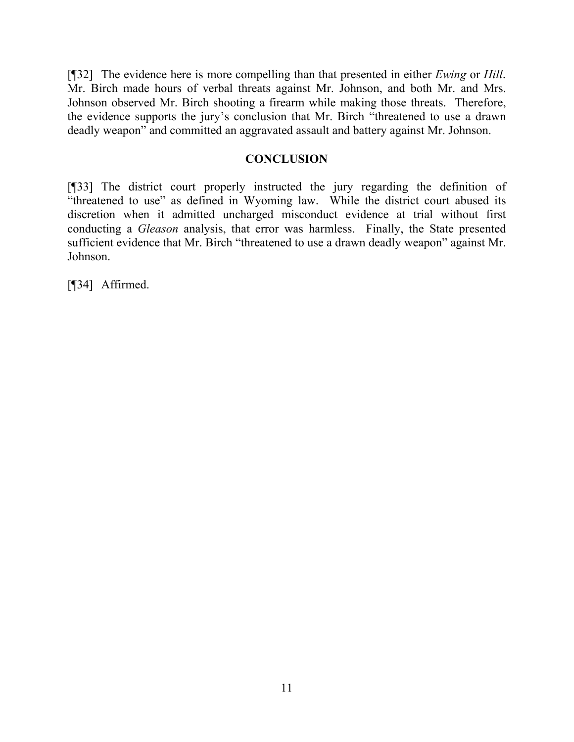[¶32] The evidence here is more compelling than that presented in either *Ewing* or *Hill*. Mr. Birch made hours of verbal threats against Mr. Johnson, and both Mr. and Mrs. Johnson observed Mr. Birch shooting a firearm while making those threats. Therefore, the evidence supports the jury's conclusion that Mr. Birch "threatened to use a drawn deadly weapon" and committed an aggravated assault and battery against Mr. Johnson.

## CONCLUSION

[¶33] The district court properly instructed the jury regarding the definition of "threatened to use" as defined in Wyoming law. While the district court abused its discretion when it admitted uncharged misconduct evidence at trial without first conducting a *Gleason* analysis, that error was harmless. Finally, the State presented sufficient evidence that Mr. Birch "threatened to use a drawn deadly weapon" against Mr. Johnson.

[¶34] Affirmed.